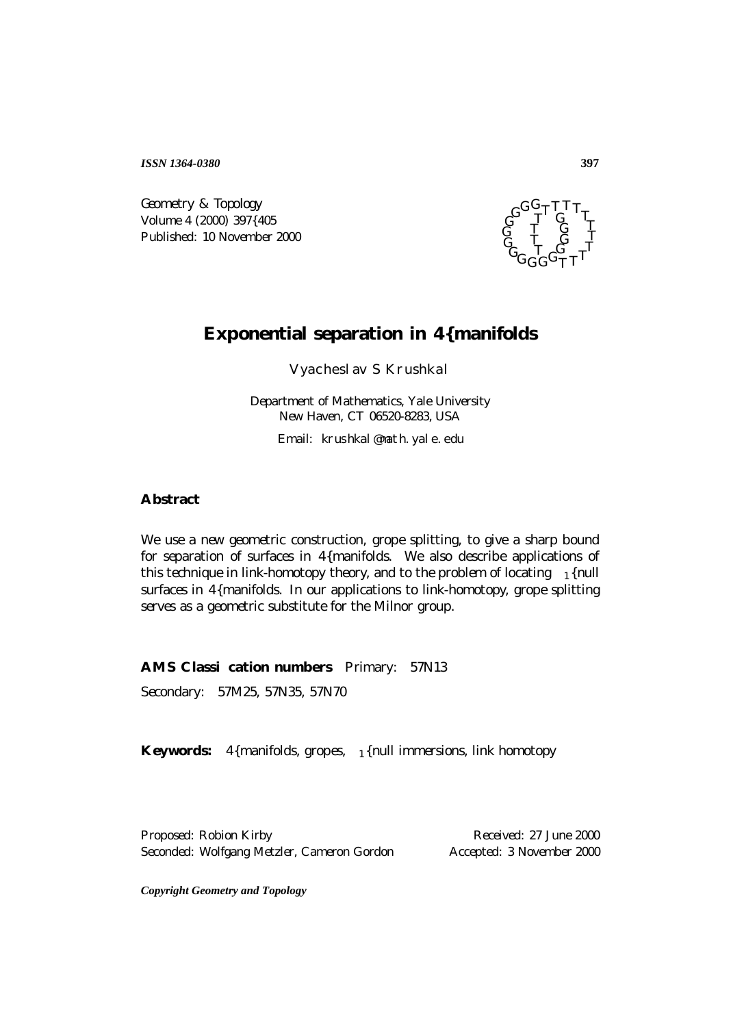Geometry & Topology
Volume 4 (2000) 397–405
Published: 10 November 2000

# Exponential separation in 4–manifolds

Vyacheslav S Krushkal

Department of Mathematics, Yale University
New Haven, CT 06520-8283, USA

Email: krushkal@math.yale.edu

## Abstract

We use a new geometric construction, grope splitting, to give a sharp bound for separation of surfaces in 4–manifolds. We also describe applications of this technique in link-homotopy theory, and to the problem of locating $\pi_1$–null surfaces in 4–manifolds. In our applications to link-homotopy, grope splitting serves as a geometric substitute for the Milnor group.

**AMS Classification numbers** Primary: 57N13

Secondary: 57M25, 57N35, 57N70

**Keywords:** 4–manifolds, gropes, $\pi_1$–null immersions, link homotopy

Proposed: Robion Kirby
Seconded: Wolfgang Metzler, Cameron Gordon

Received: 27 June 2000
Accepted: 3 November 2000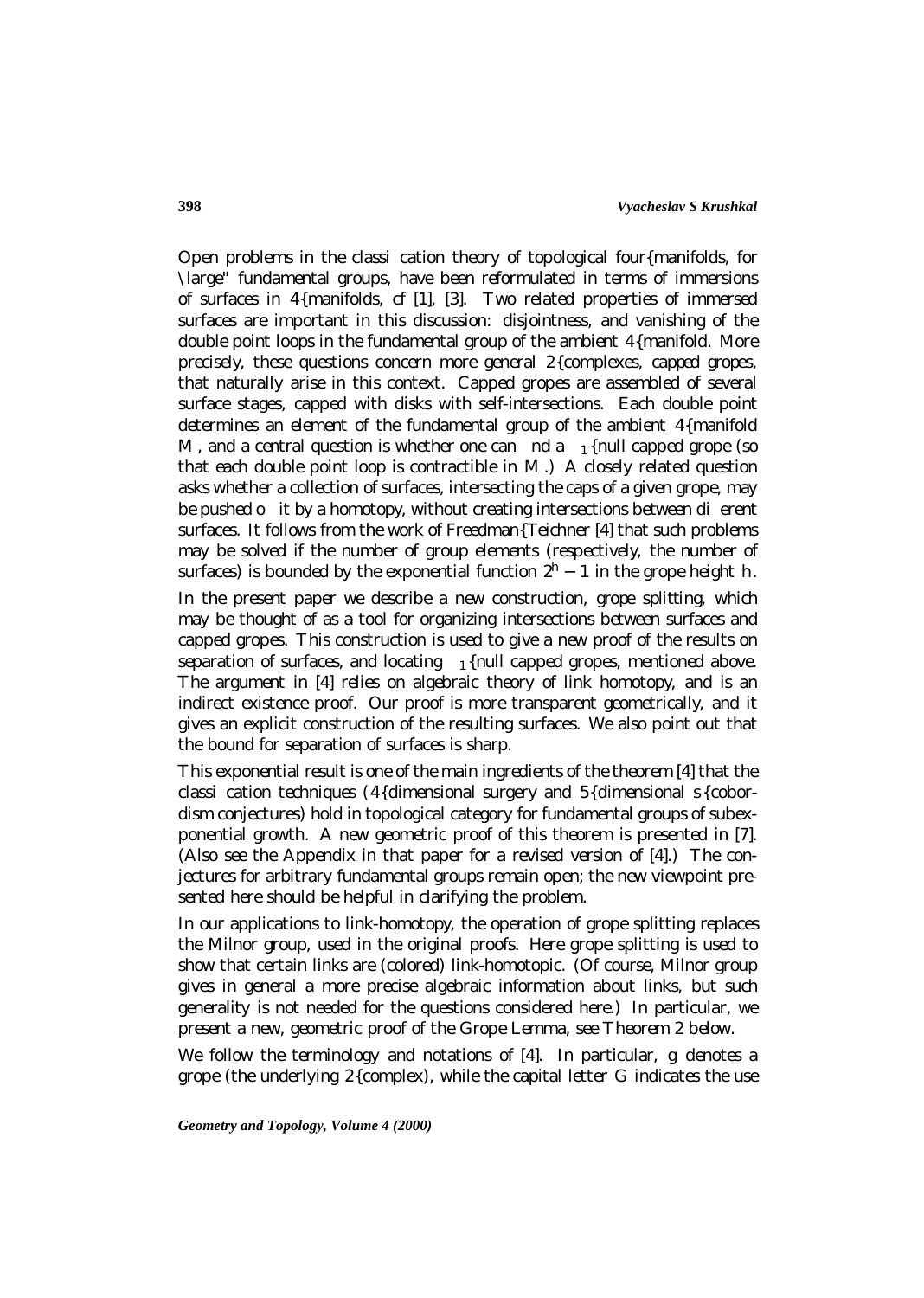Open problems in the classification theory of topological four–manifolds, for "large" fundamental groups, have been reformulated in terms of immersions of surfaces in 4–manifolds, cf [1], [3]. Two related properties of immersed surfaces are important in this discussion: disjointness, and vanishing of the double point loops in the fundamental group of the ambient 4–manifold. More precisely, these questions concern more general 2–complexes, capped gropes, that naturally arise in this context. Capped gropes are assembled of several surface stages, capped with disks with self-intersections. Each double point determines an element of the fundamental group of the ambient 4–manifold $M$, and a central question is whether one can find a $\pi_1$–null capped grope (so that each double point loop is contractible in $M$.) A closely related question asks whether a collection of surfaces, intersecting the caps of a given grope, may be pushed off it by a homotopy, without creating intersections between different surfaces. It follows from the work of Freedman–Teichner [4] that such problems may be solved if the number of group elements (respectively, the number of surfaces) is bounded by the exponential function $2^h - 1$ in the grope height $h$.

In the present paper we describe a new construction, grope splitting, which may be thought of as a tool for organizing intersections between surfaces and capped gropes. This construction is used to give a new proof of the results on separation of surfaces, and locating $\pi_1$–null capped gropes, mentioned above. The argument in [4] relies on algebraic theory of link homotopy, and is an indirect existence proof. Our proof is more transparent geometrically, and it gives an explicit construction of the resulting surfaces. We also point out that the bound for separation of surfaces is sharp.

This exponential result is one of the main ingredients of the theorem [4] that the classification techniques (4–dimensional surgery and 5–dimensional $s$–cobordism conjectures) hold in topological category for fundamental groups of subexponential growth. A new geometric proof of this theorem is presented in [7]. (Also see the Appendix in that paper for a revised version of [4].) The conjectures for arbitrary fundamental groups remain open; the new viewpoint presented here should be helpful in clarifying the problem.

In our applications to link-homotopy, the operation of grope splitting replaces the Milnor group, used in the original proofs. Here grope splitting is used to show that certain links are (colored) link-homotopic. (Of course, Milnor group gives in general a more precise algebraic information about links, but such generality is not needed for the questions considered here.) In particular, we present a new, geometric proof of the Grope Lemma, see Theorem 2 below.

We follow the terminology and notations of [4]. In particular, $g$ denotes a grope (the underlying 2–complex), while the capital letter $G$ indicates the use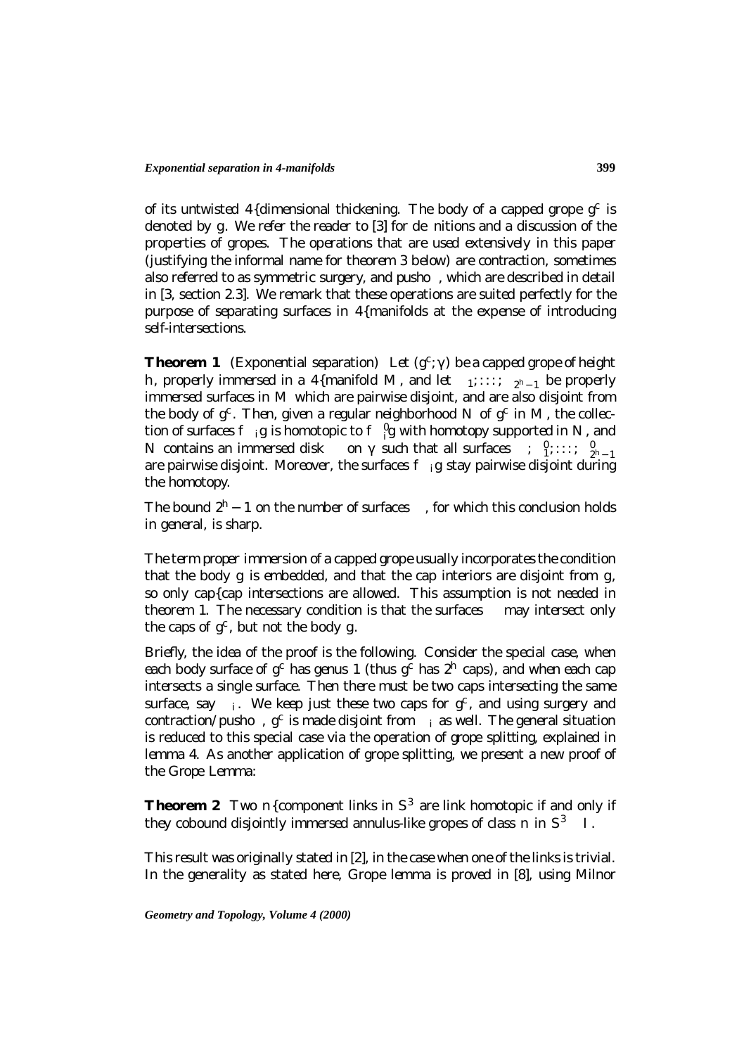of its untwisted 4–dimensional thickening. The body of a capped grope $g^c$ is denoted by $g$. We refer the reader to [3] for definitions and a discussion of the properties of gropes. The operations that are used extensively in this paper (justifying the informal name for theorem 3 below) are contraction, sometimes also referred to as symmetric surgery, and pushoff, which are described in detail in [3, section 2.3]. We remark that these operations are suited perfectly for the purpose of separating surfaces in 4–manifolds at the expense of introducing self-intersections.

**Theorem 1** (Exponential separation) *Let $(g^c; \gamma)$ be a capped grope of height $h$, properly immersed in a 4–manifold $M$, and let $\Sigma_1, \ldots, \Sigma_{2^h-1}$ be properly immersed surfaces in $M$ which are pairwise disjoint, and are also disjoint from the body of $g^c$. Then, given a regular neighborhood $N$ of $g^c$ in $M$, the collection of surfaces $\{\Sigma_i\}$ is homotopic to $\{\Sigma_i'\}$ with homotopy supported in $N$, and $N$ contains an immersed disk $\Delta$ on $\gamma$ such that all surfaces $\Delta, \Sigma_1', \ldots, \Sigma_{2^h-1}'$ are pairwise disjoint. Moreover, the surfaces $\{\Sigma_i\}$ stay pairwise disjoint during the homotopy.*

*The bound $2^h - 1$ on the number of surfaces $\Sigma$, for which this conclusion holds in general, is sharp.*

The term *proper immersion* of a capped grope usually incorporates the condition that the body $g$ is embedded, and that the cap interiors are disjoint from $g$, so only cap–cap intersections are allowed. This assumption is not needed in theorem 1. The necessary condition is that the surfaces $\Sigma$ may intersect only the caps of $g^c$, but not the body $g$.

Briefly, the idea of the proof is the following. Consider the special case, when each body surface of $g^c$ has genus 1 (thus $g^c$ has $2^h$ caps), and when each cap intersects a single surface. Then there must be two caps intersecting the same surface, say $\Sigma_i$. We keep just these two caps for $g^c$, and using surgery and contraction/pushoff, $g^c$ is made disjoint from $\Sigma_i$ as well. The general situation is reduced to this special case via the operation of grope splitting, explained in lemma 4. As another application of grope splitting, we present a new proof of the Grope Lemma:

**Theorem 2** *Two $n$–component links in $S^3$ are link homotopic if and only if they cobound disjointly immersed annulus-like gropes of class $n$ in $S^3 \times I$.*

This result was originally stated in [2], in the case when one of the links is trivial. In the generality as stated here, Grope lemma is proved in [8], using Milnor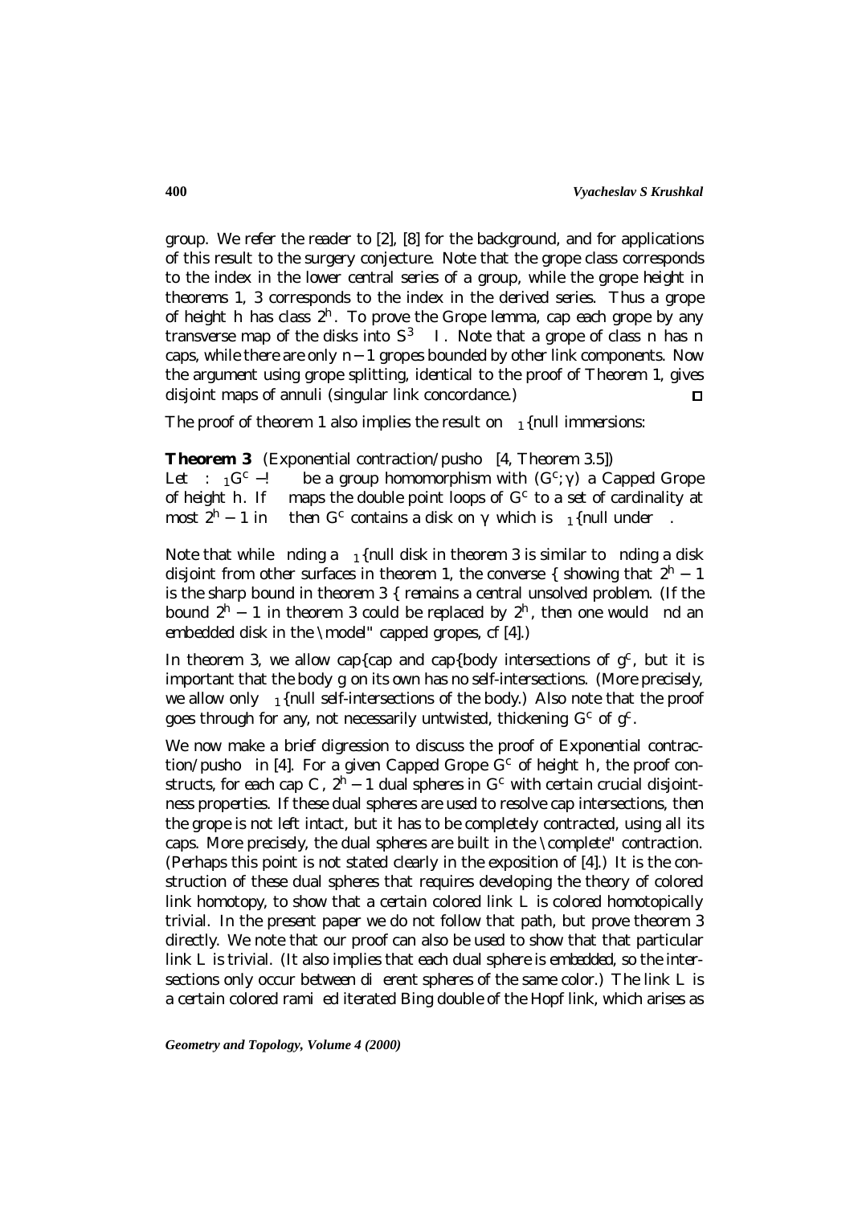group. We refer the reader to [2], [8] for the background, and for applications of this result to the surgery conjecture. Note that the grope class corresponds to the index in the lower central series of a group, while the grope height in theorems 1, 3 corresponds to the index in the derived series. Thus a grope of height $h$ has class $2^h$. To prove the Grope lemma, cap each grope by any transverse map of the disks into $S^3 \times I$. Note that a grope of class $n$ has $n$ caps, while there are only $n-1$ gropes bounded by other link components. Now the argument using grope splitting, identical to the proof of Theorem 1, gives disjoint maps of annuli (singular link concordance.) □

The proof of theorem 1 also implies the result on $\pi_1$–null immersions:

**Theorem 3** (Exponential contraction/pushoff [4, Theorem 3.5]) Let $\phi\colon \pi_1 G^c \longrightarrow \Gamma$ be a group homomorphism with $(G^c;\gamma)$ a Capped Grope of height $h$. If $\phi$ maps the double point loops of $G^c$ to a set of cardinality at most $2^h - 1$ in $\Gamma$ then $G^c$ contains a disk on $\gamma$ which is $\pi_1$–null under $\phi$.

Note that while finding a $\pi_1$–null disk in theorem 3 is similar to finding a disk disjoint from other surfaces in theorem 1, the converse – showing that $2^h - 1$ is the sharp bound in theorem 3 – remains a central unsolved problem. (If the bound $2^h - 1$ in theorem 3 could be replaced by $2^h$, then one would find an embedded disk in the "model" capped gropes, cf [4].)

In theorem 3, we allow cap–cap and cap–body intersections of $g^c$, but it is important that the body $g$ on its own has no self-intersections. (More precisely, we allow only $\pi_1$–null self-intersections of the body.) Also note that the proof goes through for any, not necessarily untwisted, thickening $G^c$ of $g^c$.

We now make a brief digression to discuss the proof of Exponential contraction/pushoff in [4]. For a given Capped Grope $G^c$ of height $h$, the proof constructs, for each cap $C$, $2^h - 1$ dual spheres in $G^c$ with certain crucial disjointness properties. If these dual spheres are used to resolve cap intersections, then the grope is not left intact, but it has to be completely contracted, using all its caps. More precisely, the dual spheres are built in the "complete" contraction. (Perhaps this point is not stated clearly in the exposition of [4].) It is the construction of these dual spheres that requires developing the theory of colored link homotopy, to show that a certain colored link $L$ is colored homotopically trivial. In the present paper we do not follow that path, but prove theorem 3 directly. We note that our proof can also be used to show that that particular link $L$ is trivial. (It also implies that each dual sphere is *embedded*, so the intersections only occur between different spheres of the same color.) The link $L$ is a certain colored ramified iterated Bing double of the Hopf link, which arises as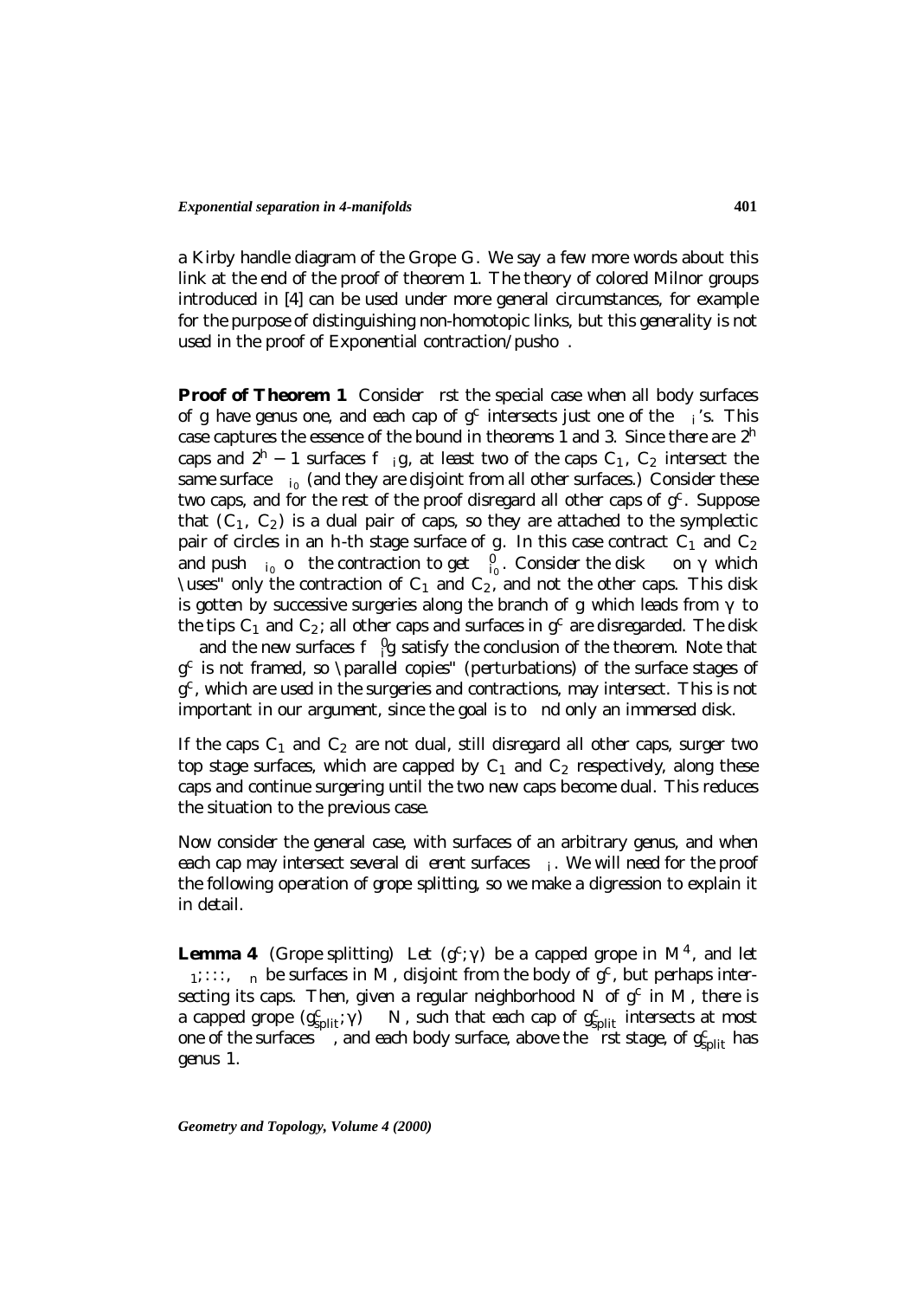a Kirby handle diagram of the Grope $G$. We say a few more words about this link at the end of the proof of theorem 1. The theory of colored Milnor groups introduced in [4] can be used under more general circumstances, for example for the purpose of distinguishing non-homotopic links, but this generality is not used in the proof of Exponential contraction/pushoff.

**Proof of Theorem 1** Consider first the special case when all body surfaces of $g$ have genus one, and each cap of $g^c$ intersects just one of the $\Sigma_i$'s. This case captures the essence of the bound in theorems 1 and 3. Since there are $2^h$ caps and $2^h - 1$ surfaces $\{\Sigma_i\}$, at least two of the caps $C_1$, $C_2$ intersect the same surface $\Sigma_{i_0}$ (and they are disjoint from all other surfaces.) Consider these two caps, and for the rest of the proof disregard all other caps of $g^c$. Suppose that $(C_1, C_2)$ is a dual pair of caps, so they are attached to the symplectic pair of circles in an $h$-th stage surface of $g$. In this case contract $C_1$ and $C_2$ and push $\Sigma_{i_0}$ off the contraction to get $\Sigma'_{i_0}$. Consider the disk $\Delta$ on $\gamma$ which "uses" only the contraction of $C_1$ and $C_2$, and not the other caps. This disk is gotten by successive surgeries along the branch of $g$ which leads from $\gamma$ to the tips $C_1$ and $C_2$; all other caps and surfaces in $g^c$ are disregarded. The disk $\Delta$ and the new surfaces $\{\Sigma'_i\}$ satisfy the conclusion of the theorem. Note that $g^c$ is not framed, so "parallel copies" (perturbations) of the surface stages of $g^c$, which are used in the surgeries and contractions, may intersect. This is not important in our argument, since the goal is to find only an immersed disk.

If the caps $C_1$ and $C_2$ are not dual, still disregard all other caps, surger two top stage surfaces, which are capped by $C_1$ and $C_2$ respectively, along these caps and continue surgering until the two new caps become dual. This reduces the situation to the previous case.

Now consider the general case, with surfaces of an arbitrary genus, and when each cap may intersect several different surfaces $\Sigma_i$. We will need for the proof the following operation of grope splitting, so we make a digression to explain it in detail.

**Lemma 4** (Grope splitting) *Let $(g^c; \gamma)$ be a capped grope in $M^4$, and let $\Sigma_1, \ldots, \Sigma_n$ be surfaces in $M$, disjoint from the body of $g^c$, but perhaps intersecting its caps. Then, given a regular neighborhood $N$ of $g^c$ in $M$, there is a capped grope $(g^c_{split}; \gamma) \subset N$, such that each cap of $g^c_{split}$ intersects at most one of the surfaces $\Sigma$, and each body surface, above the first stage, of $g^c_{split}$ has genus 1.*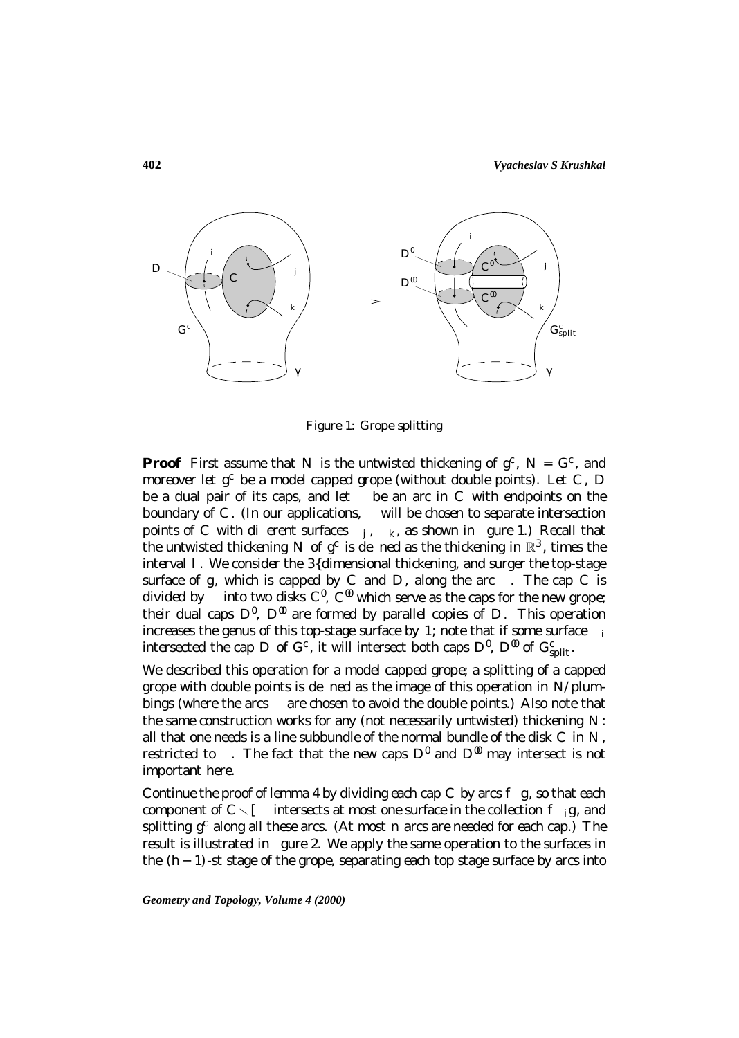Figure 1: Grope splitting

**Proof** First assume that $N$ is the untwisted thickening of $g^c$, $N = G^c$, and moreover let $g^c$ be a model capped grope (without double points). Let $C$, $D$ be a dual pair of its caps, and let $\alpha$ be an arc in $C$ with endpoints on the boundary of $C$. (In our applications, $\alpha$ will be chosen to separate intersection points of $C$ with different surfaces $\Sigma_j$, $\Sigma_k$, as shown in figure 1.) Recall that the untwisted thickening $N$ of $g^c$ is defined as the thickening in $\mathbb{R}^3$, times the interval $I$. We consider the 3–dimensional thickening, and surger the top-stage surface of $g$, which is capped by $C$ and $D$, along the arc $\alpha$. The cap $C$ is divided by $\alpha$ into two disks $C'$, $C''$ which serve as the caps for the new grope; their dual caps $D'$, $D''$ are formed by parallel copies of $D$. This operation increases the genus of this top-stage surface by 1; note that if some surface $\Sigma_i$ intersected the cap $D$ of $G^c$, it will intersect both caps $D'$, $D''$ of $G^c_{split}$.

We described this operation for a model capped grope; a splitting of a capped grope with double points is defined as the image of this operation in $N$/plumbings (where the arcs $\alpha$ are chosen to avoid the double points.) Also note that the same construction works for any (not necessarily untwisted) thickening $N$: all that one needs is a line subbundle of the normal bundle of the disk $C$ in $N$, restricted to $\alpha$. The fact that the new caps $D'$ and $D''$ may intersect is not important here.

Continue the proof of lemma 4 by dividing each cap $C$ by arcs $\{\alpha\}$, so that each component of $C \smallsetminus \bigcup \alpha$ intersects at most one surface in the collection $\{\Sigma_i\}$, and splitting $g^c$ along all these arcs. (At most $n$ arcs are needed for each cap.) The result is illustrated in figure 2. We apply the same operation to the surfaces in the $(h-1)$-st stage of the grope, separating each top stage surface by arcs into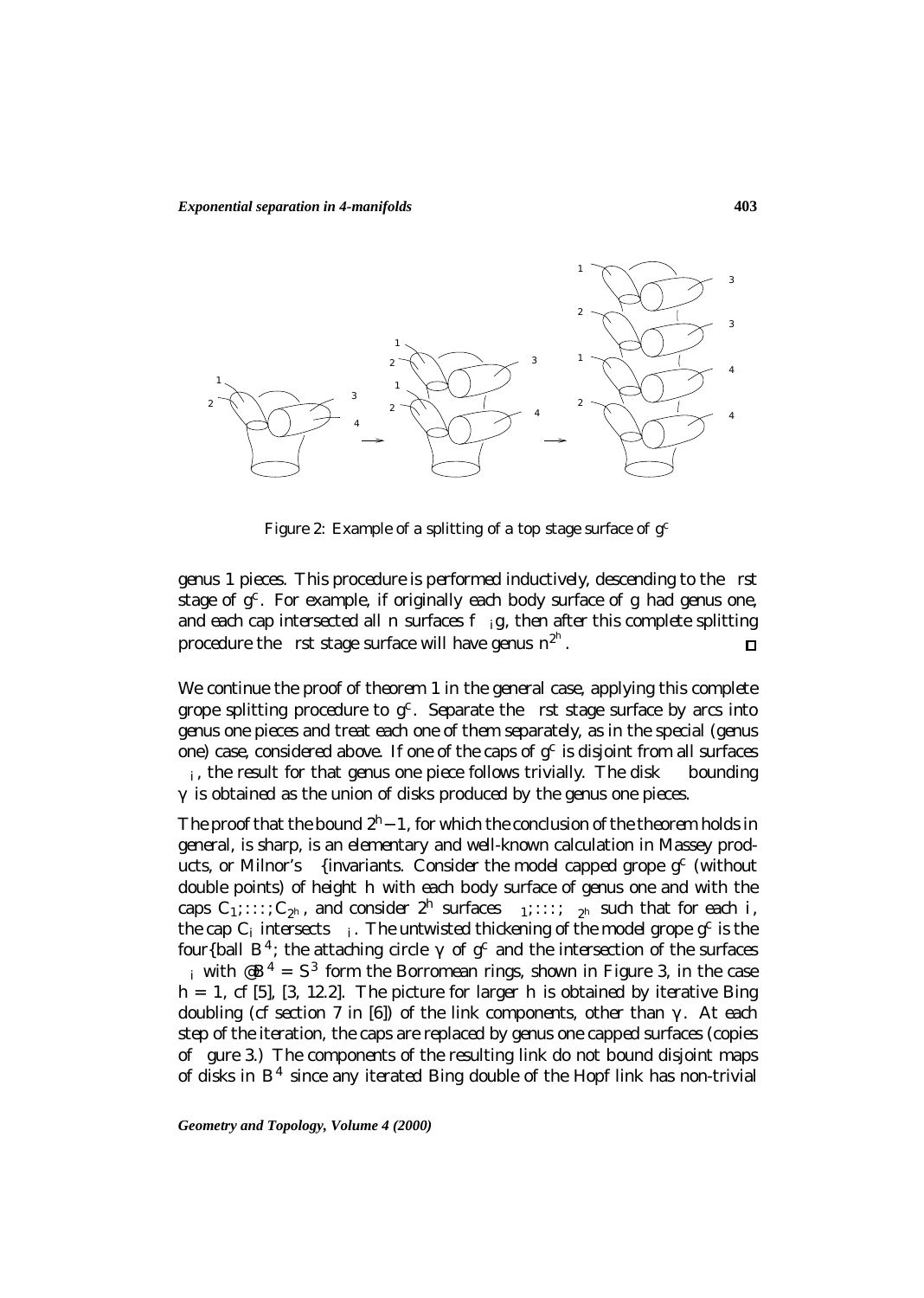Figure 2: Example of a splitting of a top stage surface of $g^c$

genus 1 pieces. This procedure is performed inductively, descending to the first stage of $g^c$. For example, if originally each body surface of $g$ had genus one, and each cap intersected all $n$ surfaces $\{\Sigma_i\}$, then after this complete splitting procedure the first stage surface will have genus $n^{2^h}$. $\square$

We continue the proof of theorem 1 in the general case, applying this complete grope splitting procedure to $g^c$. Separate the first stage surface by arcs into genus one pieces and treat each one of them separately, as in the special (genus one) case, considered above. If one of the caps of $g^c$ is disjoint from all surfaces $\Sigma_i$, the result for that genus one piece follows trivially. The disk $\Delta$ bounding $\gamma$ is obtained as the union of disks produced by the genus one pieces.

The proof that the bound $2^h - 1$, for which the conclusion of the theorem holds in general, is sharp, is an elementary and well-known calculation in Massey products, or Milnor's $\bar{\mu}$–invariants. Consider the model capped grope $g^c$ (without double points) of height $h$ with each body surface of genus one and with the caps $C_1, \ldots, C_{2^h}$, and consider $2^h$ surfaces $\Sigma_1, \ldots, \Sigma_{2^h}$ such that for each $i$, the cap $C_i$ intersects $\Sigma_i$. The untwisted thickening of the model grope $g^c$ is the four–ball $B^4$; the attaching circle $\gamma$ of $g^c$ and the intersection of the surfaces $\Sigma_i$ with $\partial B^4 = S^3$ form the Borromean rings, shown in Figure 3, in the case $h = 1$, cf [5], [3, 12.2]. The picture for larger $h$ is obtained by iterative Bing doubling (cf section 7 in [6]) of the link components, other than $\gamma$. At each step of the iteration, the caps are replaced by genus one capped surfaces (copies of figure 3.) The components of the resulting link do not bound disjoint maps of disks in $B^4$ since any iterated Bing double of the Hopf link has non-trivial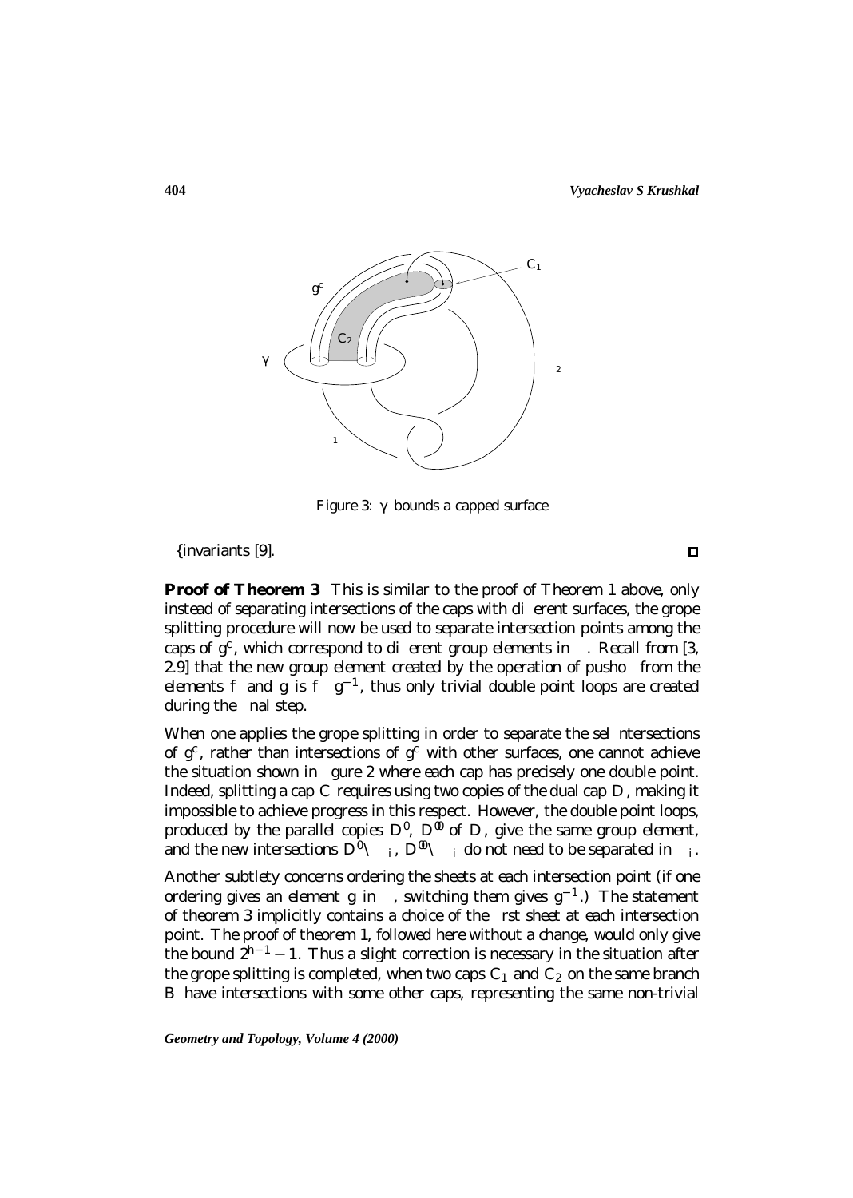Figure 3: $\gamma$ bounds a capped surface

–invariants [9]. □

**Proof of Theorem 3** This is similar to the proof of Theorem 1 above, only instead of separating intersections of the caps with different surfaces, the grope splitting procedure will now be used to separate intersection points among the caps of $g^c$, which correspond to different group elements in $\pi$. Recall from [3, 2.9] that the new group element created by the operation of pushoff from the elements $f$ and $g$ is $f\ g^{-1}$, thus only trivial double point loops are created during the final step.

When one applies the grope splitting in order to separate the self-intersections of $g^c$, rather than intersections of $g^c$ with other surfaces, one cannot achieve the situation shown in figure 2 where each cap has precisely one double point. Indeed, splitting a cap $C$ requires using two copies of the dual cap $D$, making it impossible to achieve progress in this respect. However, the double point loops, produced by the parallel copies $D'$, $D''$ of $D$, give the same group element, and the new intersections $D' \cap \ _i$, $D'' \cap \ _i$ do not need to be separated in $\ _i$.

Another subtlety concerns ordering the sheets at each intersection point (if one ordering gives an element $g$ in $\pi$, switching them gives $g^{-1}$.) The statement of theorem 3 implicitly contains a choice of the first sheet at each intersection point. The proof of theorem 1, followed here without a change, would only give the bound $2^{h-1}-1$. Thus a slight correction is necessary in the situation after the grope splitting is completed, when two caps $C_1$ and $C_2$ on the same branch $B$ have intersections with some other caps, representing the same non-trivial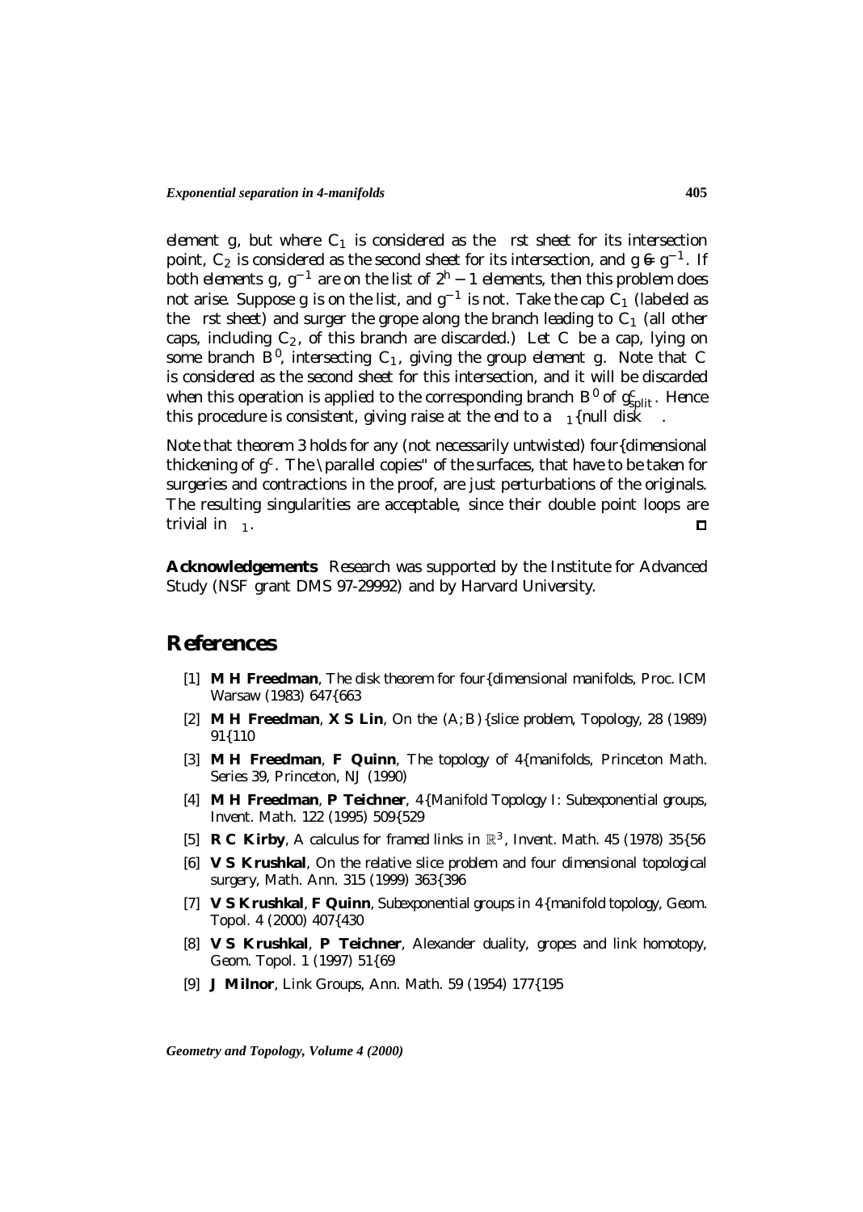element $g$, but where $C_1$ is considered as the first sheet for its intersection point, $C_2$ is considered as the second sheet for its intersection, and $g \neq g^{-1}$. If both elements $g$, $g^{-1}$ are on the list of $2^h - 1$ elements, then this problem does not arise. Suppose $g$ is on the list, and $g^{-1}$ is not. Take the cap $C_1$ (labeled as the first sheet) and surger the grope along the branch leading to $C_1$ (all other caps, including $C_2$, of this branch are discarded.) Let $C$ be a cap, lying on some branch $B'$, intersecting $C_1$, giving the group element $g$. Note that $C$ is considered as the second sheet for this intersection, and it will be discarded when this operation is applied to the corresponding branch $B'$ of $g^c_{split}$. Hence this procedure is consistent, giving raise at the end to a $\pi_1$–null disk $\Delta$.

Note that theorem 3 holds for any (not necessarily untwisted) four–dimensional thickening of $g^c$. The "parallel copies" of the surfaces, that have to be taken for surgeries and contractions in the proof, are just perturbations of the originals. The resulting singularities are acceptable, since their double point loops are trivial in $\pi_1$. $\square$

**Acknowledgements** Research was supported by the Institute for Advanced Study (NSF grant DMS 97-29992) and by Harvard University.

## References

[1] **M H Freedman**, The disk theorem for four–dimensional manifolds, Proc. ICM Warsaw (1983) 647–663

[2] **M H Freedman**, **X S Lin**, On the $(A, B)$–slice problem, Topology, 28 (1989) 91–110

[3] **M H Freedman**, **F Quinn**, The topology of 4–manifolds, Princeton Math. Series 39, Princeton, NJ (1990)

[4] **M H Freedman**, **P Teichner**, 4–Manifold Topology I: Subexponential groups, Invent. Math. 122 (1995) 509–529

[5] **R C Kirby**, A calculus for framed links in $\mathbb{R}^3$, Invent. Math. 45 (1978) 35–56

[6] **V S Krushkal**, On the relative slice problem and four dimensional topological surgery, Math. Ann. 315 (1999) 363–396

[7] **V S Krushkal**, **F Quinn**, Subexponential groups in 4–manifold topology, Geom. Topol. 4 (2000) 407–430

[8] **V S Krushkal**, **P Teichner**, Alexander duality, gropes and link homotopy, Geom. Topol. 1 (1997) 51–69

[9] **J Milnor**, Link Groups, Ann. Math. 59 (1954) 177–195